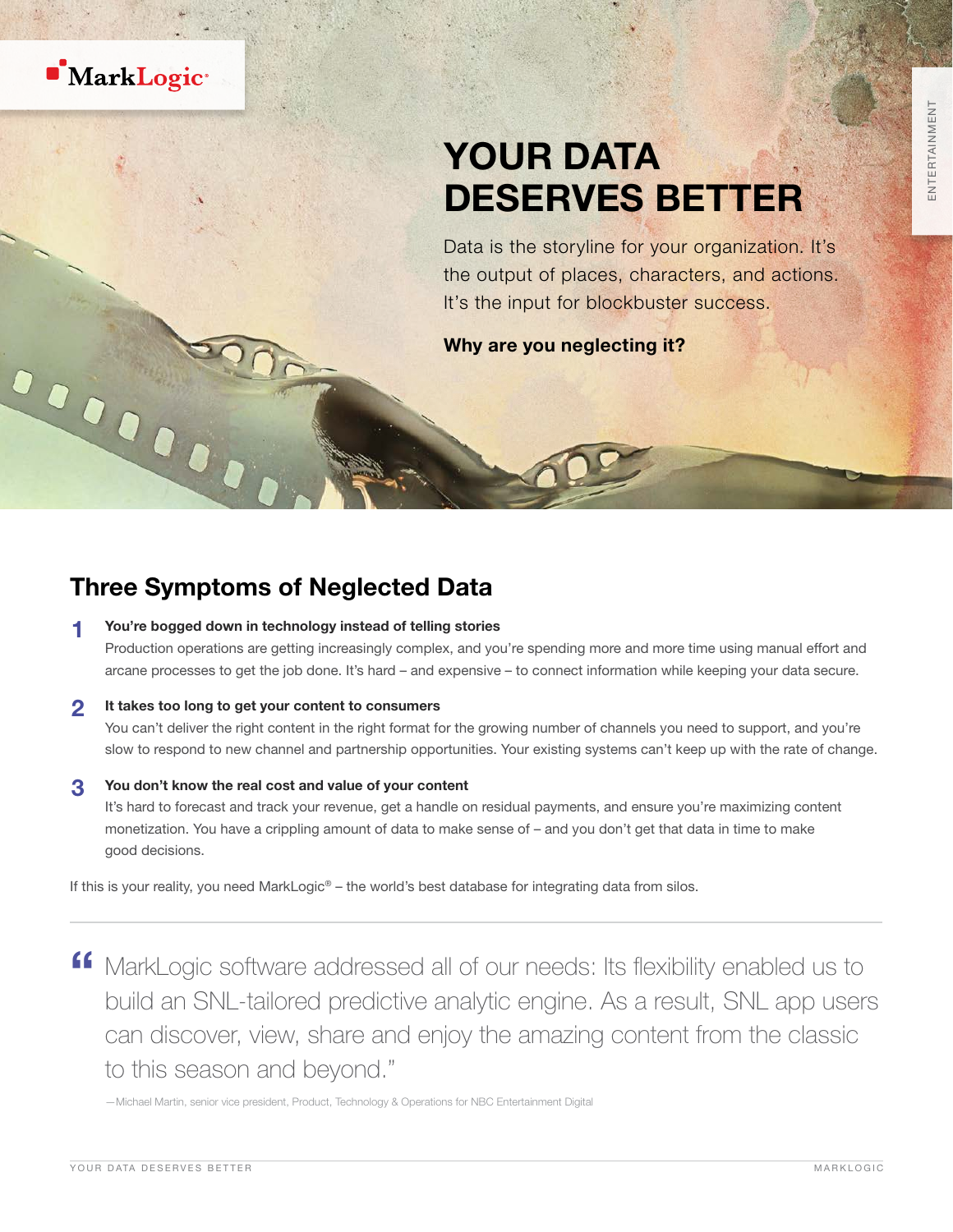MarkLogic

ENTERTAINMENT

# YOUR DATA DESERVES BETTER

Data is the storyline for your organization. It's the output of places, characters, and actions. It's the input for blockbuster success.

**Why are you neglecting it?**

## Three Symptoms of Neglected Data

1. **You're bogged down in technology instead of telling stories**
   Production operations are getting increasingly complex, and you're spending more and more time using manual effort and arcane processes to get the job done. It's hard – and expensive – to connect information while keeping your data secure.

2. **It takes too long to get your content to consumers**
   You can't deliver the right content in the right format for the growing number of channels you need to support, and you're slow to respond to new channel and partnership opportunities. Your existing systems can't keep up with the rate of change.

3. **You don't know the real cost and value of your content**
   It's hard to forecast and track your revenue, get a handle on residual payments, and ensure you're maximizing content monetization. You have a crippling amount of data to make sense of – and you don't get that data in time to make good decisions.

If this is your reality, you need MarkLogic® – the world's best database for integrating data from silos.

> "MarkLogic software addressed all of our needs: Its flexibility enabled us to build an SNL-tailored predictive analytic engine. As a result, SNL app users can discover, view, share and enjoy the amazing content from the classic to this season and beyond."
>
> —Michael Martin, senior vice president, Product, Technology & Operations for NBC Entertainment Digital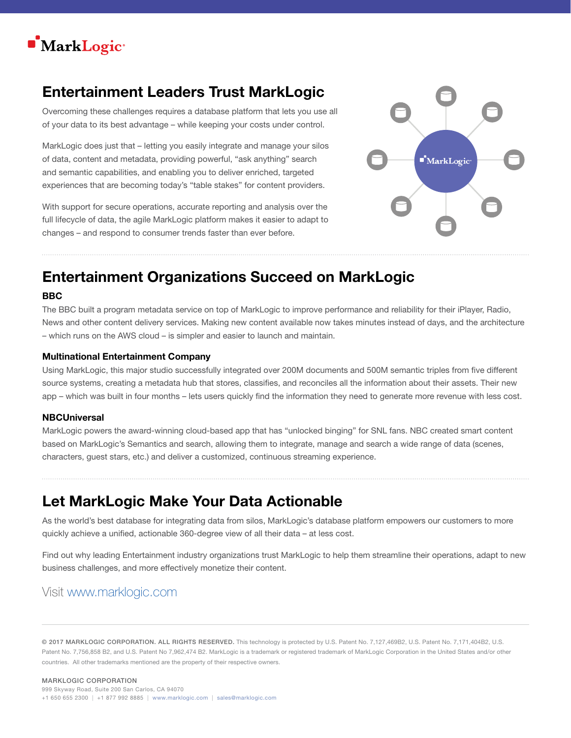MarkLogic

## Entertainment Leaders Trust MarkLogic

Overcoming these challenges requires a database platform that lets you use all of your data to its best advantage – while keeping your costs under control.

MarkLogic does just that – letting you easily integrate and manage your silos of data, content and metadata, providing powerful, "ask anything" search and semantic capabilities, and enabling you to deliver enriched, targeted experiences that are becoming today's "table stakes" for content providers.

With support for secure operations, accurate reporting and analysis over the full lifecycle of data, the agile MarkLogic platform makes it easier to adapt to changes – and respond to consumer trends faster than ever before.

## Entertainment Organizations Succeed on MarkLogic

### BBC

The BBC built a program metadata service on top of MarkLogic to improve performance and reliability for their iPlayer, Radio, News and other content delivery services. Making new content available now takes minutes instead of days, and the architecture – which runs on the AWS cloud – is simpler and easier to launch and maintain.

### Multinational Entertainment Company

Using MarkLogic, this major studio successfully integrated over 200M documents and 500M semantic triples from five different source systems, creating a metadata hub that stores, classifies, and reconciles all the information about their assets. Their new app – which was built in four months – lets users quickly find the information they need to generate more revenue with less cost.

### NBCUniversal

MarkLogic powers the award-winning cloud-based app that has "unlocked binging" for SNL fans. NBC created smart content based on MarkLogic's Semantics and search, allowing them to integrate, manage and search a wide range of data (scenes, characters, guest stars, etc.) and deliver a customized, continuous streaming experience.

## Let MarkLogic Make Your Data Actionable

As the world's best database for integrating data from silos, MarkLogic's database platform empowers our customers to more quickly achieve a unified, actionable 360-degree view of all their data – at less cost.

Find out why leading Entertainment industry organizations trust MarkLogic to help them streamline their operations, adapt to new business challenges, and more effectively monetize their content.

Visit www.marklogic.com

© 2017 MARKLOGIC CORPORATION. ALL RIGHTS RESERVED. This technology is protected by U.S. Patent No. 7,127,469B2, U.S. Patent No. 7,171,404B2, U.S. Patent No. 7,756,858 B2, and U.S. Patent No 7,962,474 B2. MarkLogic is a trademark or registered trademark of MarkLogic Corporation in the United States and/or other countries. All other trademarks mentioned are the property of their respective owners.

MARKLOGIC CORPORATION
999 Skyway Road, Suite 200 San Carlos, CA 94070
+1 650 655 2300 | +1 877 992 8885 | www.marklogic.com | sales@marklogic.com